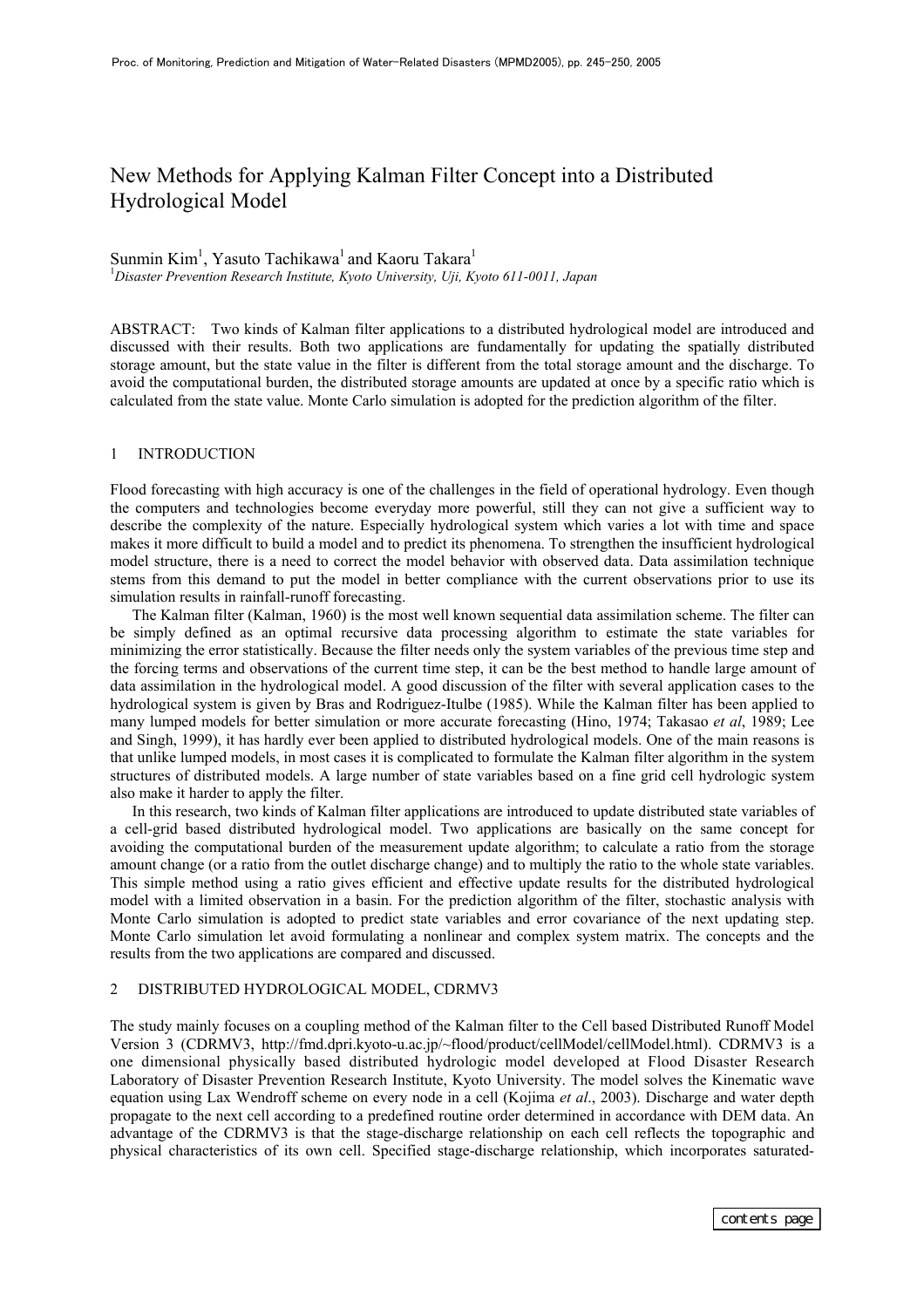# New Methods for Applying Kalman Filter Concept into a Distributed Hydrological Model

Sunmin Kim[1], Yasuto Tachikawa[1] and Kaoru Takara[1]

[1]*Disaster Prevention Research Institute, Kyoto University, Uji, Kyoto 611-0011, Japan*

ABSTRACT: Two kinds of Kalman filter applications to a distributed hydrological model are introduced and discussed with their results. Both two applications are fundamentally for updating the spatially distributed storage amount, but the state value in the filter is different from the total storage amount and the discharge. To avoid the computational burden, the distributed storage amounts are updated at once by a specific ratio which is calculated from the state value. Monte Carlo simulation is adopted for the prediction algorithm of the filter.

## 1 INTRODUCTION

Flood forecasting with high accuracy is one of the challenges in the field of operational hydrology. Even though the computers and technologies become everyday more powerful, still they can not give a sufficient way to describe the complexity of the nature. Especially hydrological system which varies a lot with time and space makes it more difficult to build a model and to predict its phenomena. To strengthen the insufficient hydrological model structure, there is a need to correct the model behavior with observed data. Data assimilation technique stems from this demand to put the model in better compliance with the current observations prior to use its simulation results in rainfall-runoff forecasting.

The Kalman filter (Kalman, 1960) is the most well known sequential data assimilation scheme. The filter can be simply defined as an optimal recursive data processing algorithm to estimate the state variables for minimizing the error statistically. Because the filter needs only the system variables of the previous time step and the forcing terms and observations of the current time step, it can be the best method to handle large amount of data assimilation in the hydrological model. A good discussion of the filter with several application cases to the hydrological system is given by Bras and Rodriguez-Itulbe (1985). While the Kalman filter has been applied to many lumped models for better simulation or more accurate forecasting (Hino, 1974; Takasao *et al*, 1989; Lee and Singh, 1999), it has hardly ever been applied to distributed hydrological models. One of the main reasons is that unlike lumped models, in most cases it is complicated to formulate the Kalman filter algorithm in the system structures of distributed models. A large number of state variables based on a fine grid cell hydrologic system also make it harder to apply the filter.

In this research, two kinds of Kalman filter applications are introduced to update distributed state variables of a cell-grid based distributed hydrological model. Two applications are basically on the same concept for avoiding the computational burden of the measurement update algorithm; to calculate a ratio from the storage amount change (or a ratio from the outlet discharge change) and to multiply the ratio to the whole state variables. This simple method using a ratio gives efficient and effective update results for the distributed hydrological model with a limited observation in a basin. For the prediction algorithm of the filter, stochastic analysis with Monte Carlo simulation is adopted to predict state variables and error covariance of the next updating step. Monte Carlo simulation let avoid formulating a nonlinear and complex system matrix. The concepts and the results from the two applications are compared and discussed.

## 2 DISTRIBUTED HYDROLOGICAL MODEL, CDRMV3

The study mainly focuses on a coupling method of the Kalman filter to the Cell based Distributed Runoff Model Version 3 (CDRMV3, http://fmd.dpri.kyoto-u.ac.jp/~flood/product/cellModel/cellModel.html). CDRMV3 is a one dimensional physically based distributed hydrologic model developed at Flood Disaster Research Laboratory of Disaster Prevention Research Institute, Kyoto University. The model solves the Kinematic wave equation using Lax Wendroff scheme on every node in a cell (Kojima *et al*., 2003). Discharge and water depth propagate to the next cell according to a predefined routine order determined in accordance with DEM data. An advantage of the CDRMV3 is that the stage-discharge relationship on each cell reflects the topographic and physical characteristics of its own cell. Specified stage-discharge relationship, which incorporates saturated-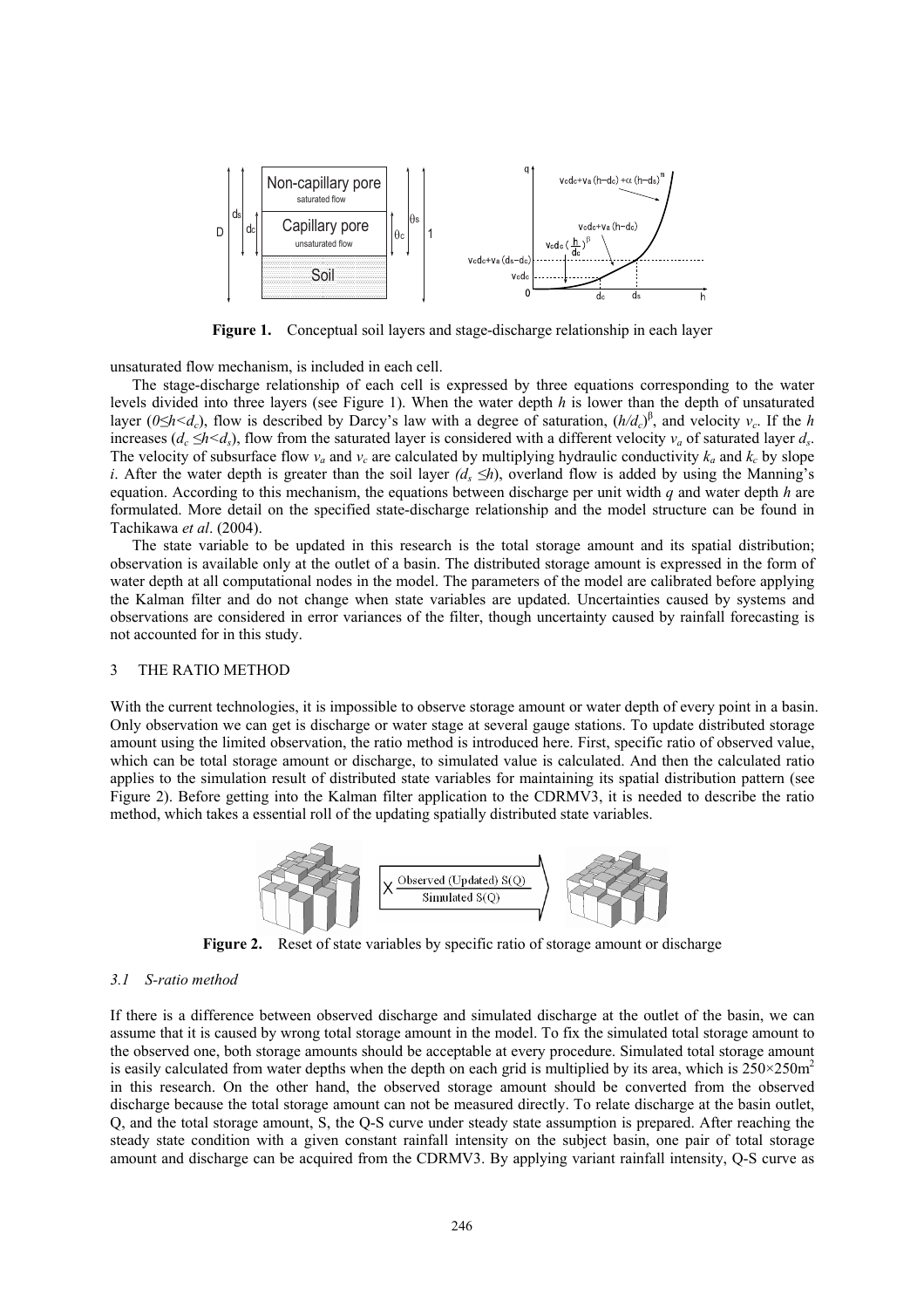**Figure 1.** Conceptual soil layers and stage-discharge relationship in each layer

unsaturated flow mechanism, is included in each cell.

The stage-discharge relationship of each cell is expressed by three equations corresponding to the water levels divided into three layers (see Figure 1). When the water depth $h$ is lower than the depth of unsaturated layer ($0 \leq h < d_c$), flow is described by Darcy's law with a degree of saturation, $(h/d_c)^\beta$, and velocity $v_c$. If the $h$ increases ($d_c \leq h < d_s$), flow from the saturated layer is considered with a different velocity $v_a$ of saturated layer $d_s$. The velocity of subsurface flow $v_a$ and $v_c$ are calculated by multiplying hydraulic conductivity $k_a$ and $k_c$ by slope $i$. After the water depth is greater than the soil layer ($d_s \leq h$), overland flow is added by using the Manning's equation. According to this mechanism, the equations between discharge per unit width $q$ and water depth $h$ are formulated. More detail on the specified state-discharge relationship and the model structure can be found in Tachikawa *et al*. (2004).

The state variable to be updated in this research is the total storage amount and its spatial distribution; observation is available only at the outlet of a basin. The distributed storage amount is expressed in the form of water depth at all computational nodes in the model. The parameters of the model are calibrated before applying the Kalman filter and do not change when state variables are updated. Uncertainties caused by systems and observations are considered in error variances of the filter, though uncertainty caused by rainfall forecasting is not accounted for in this study.

## 3 THE RATIO METHOD

With the current technologies, it is impossible to observe storage amount or water depth of every point in a basin. Only observation we can get is discharge or water stage at several gauge stations. To update distributed storage amount using the limited observation, the ratio method is introduced here. First, specific ratio of observed value, which can be total storage amount or discharge, to simulated value is calculated. And then the calculated ratio applies to the simulation result of distributed state variables for maintaining its spatial distribution pattern (see Figure 2). Before getting into the Kalman filter application to the CDRMV3, it is needed to describe the ratio method, which takes a essential roll of the updating spatially distributed state variables.

**Figure 2.** Reset of state variables by specific ratio of storage amount or discharge

### *3.1 S-ratio method*

If there is a difference between observed discharge and simulated discharge at the outlet of the basin, we can assume that it is caused by wrong total storage amount in the model. To fix the simulated total storage amount to the observed one, both storage amounts should be acceptable at every procedure. Simulated total storage amount is easily calculated from water depths when the depth on each grid is multiplied by its area, which is $250 \times 250\text{m}^2$ in this research. On the other hand, the observed storage amount should be converted from the observed discharge because the total storage amount can not be measured directly. To relate discharge at the basin outlet, Q, and the total storage amount, S, the Q-S curve under steady state assumption is prepared. After reaching the steady state condition with a given constant rainfall intensity on the subject basin, one pair of total storage amount and discharge can be acquired from the CDRMV3. By applying variant rainfall intensity, Q-S curve as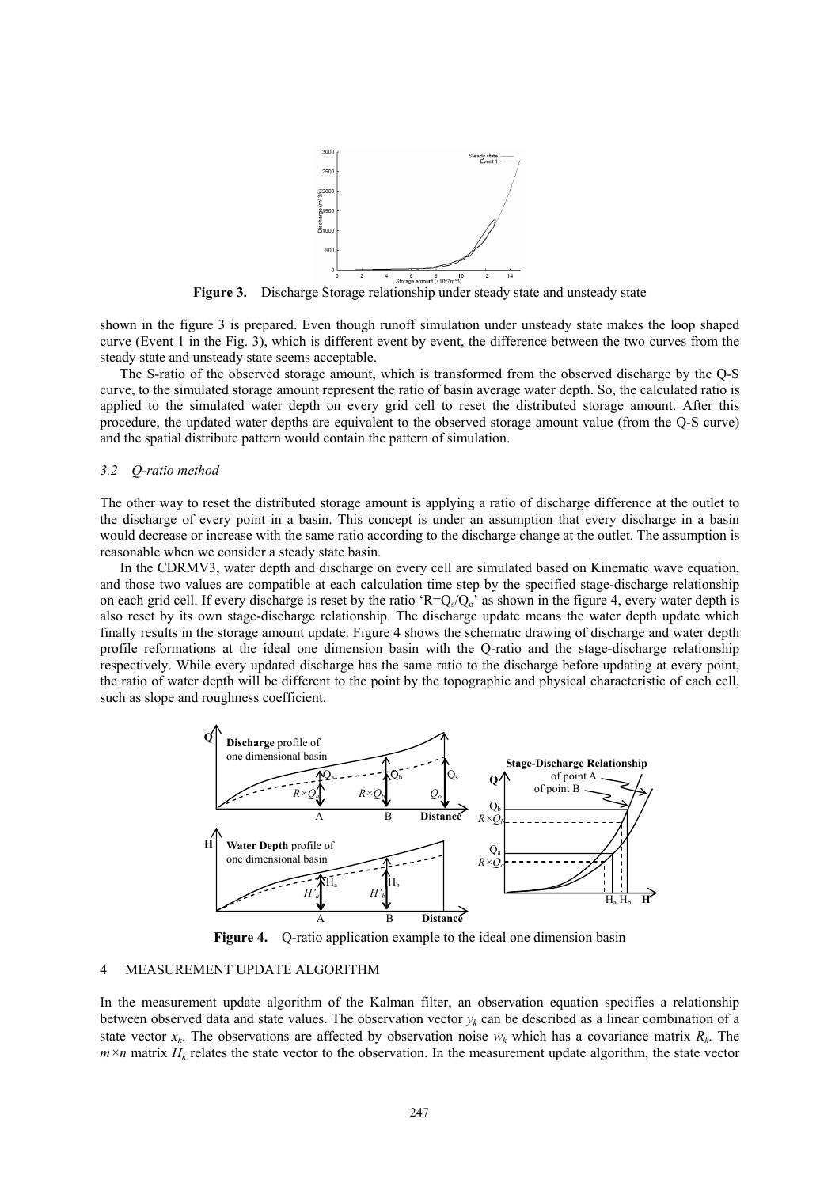**Figure 3.** Discharge Storage relationship under steady state and unsteady state

shown in the figure 3 is prepared. Even though runoff simulation under unsteady state makes the loop shaped curve (Event 1 in the Fig. 3), which is different event by event, the difference between the two curves from the steady state and unsteady state seems acceptable.

The S-ratio of the observed storage amount, which is transformed from the observed discharge by the Q-S curve, to the simulated storage amount represent the ratio of basin average water depth. So, the calculated ratio is applied to the simulated water depth on every grid cell to reset the distributed storage amount. After this procedure, the updated water depths are equivalent to the observed storage amount value (from the Q-S curve) and the spatial distribute pattern would contain the pattern of simulation.

### *3.2 Q-ratio method*

The other way to reset the distributed storage amount is applying a ratio of discharge difference at the outlet to the discharge of every point in a basin. This concept is under an assumption that every discharge in a basin would decrease or increase with the same ratio according to the discharge change at the outlet. The assumption is reasonable when we consider a steady state basin.

In the CDRMV3, water depth and discharge on every cell are simulated based on Kinematic wave equation, and those two values are compatible at each calculation time step by the specified stage-discharge relationship on each grid cell. If every discharge is reset by the ratio '$R=Q_s/Q_o$' as shown in the figure 4, every water depth is also reset by its own stage-discharge relationship. The discharge update means the water depth update which finally results in the storage amount update. Figure 4 shows the schematic drawing of discharge and water depth profile reformations at the ideal one dimension basin with the Q-ratio and the stage-discharge relationship respectively. While every updated discharge has the same ratio to the discharge before updating at every point, the ratio of water depth will be different to the point by the topographic and physical characteristic of each cell, such as slope and roughness coefficient.

**Figure 4.** Q-ratio application example to the ideal one dimension basin

## 4 MEASUREMENT UPDATE ALGORITHM

In the measurement update algorithm of the Kalman filter, an observation equation specifies a relationship between observed data and state values. The observation vector $y_k$ can be described as a linear combination of a state vector $x_k$. The observations are affected by observation noise $w_k$ which has a covariance matrix $R_k$. The $m\times n$ matrix $H_k$ relates the state vector to the observation. In the measurement update algorithm, the state vector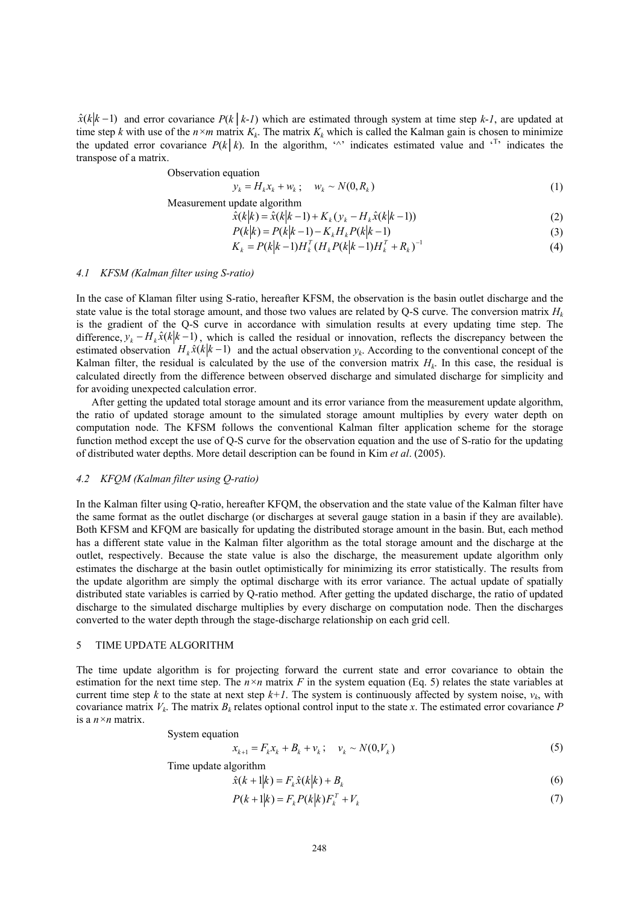$\hat{x}(k|k-1)$ and error covariance $P(k|k\text{-}1)$ which are estimated through system at time step $k\text{-}1$, are updated at time step $k$ with use of the $n \times m$ matrix $K_k$. The matrix $K_k$ which is called the Kalman gain is chosen to minimize the updated error covariance $P(k|k)$. In the algorithm, '^' indicates estimated value and '$^T$' indicates the transpose of a matrix.

Observation equation

$$y_k = H_k x_k + w_k\,; \quad w_k \sim N(0, R_k) \tag{1}$$

Measurement update algorithm

$$\hat{x}(k|k) = \hat{x}(k|k-1) + K_k\left(y_k - H_k \hat{x}(k|k-1)\right) \tag{2}$$

$$P(k|k) = P(k|k-1) - K_k H_k P(k|k-1) \tag{3}$$

$$K_k = P(k|k-1) H_k^T \left(H_k P(k|k-1) H_k^T + R_k\right)^{-1} \tag{4}$$

### *4.1 KFSM (Kalman filter using S-ratio)*

In the case of Klaman filter using S-ratio, hereafter KFSM, the observation is the basin outlet discharge and the state value is the total storage amount, and those two values are related by Q-S curve. The conversion matrix $H_k$ is the gradient of the Q-S curve in accordance with simulation results at every updating time step. The difference, $y_k - H_k \hat{x}(k|k-1)$, which is called the residual or innovation, reflects the discrepancy between the estimated observation $H_k \hat{x}(k|k-1)$ and the actual observation $y_k$. According to the conventional concept of the Kalman filter, the residual is calculated by the use of the conversion matrix $H_k$. In this case, the residual is calculated directly from the difference between observed discharge and simulated discharge for simplicity and for avoiding unexpected calculation error.

After getting the updated total storage amount and its error variance from the measurement update algorithm, the ratio of updated storage amount to the simulated storage amount multiplies by every water depth on computation node. The KFSM follows the conventional Kalman filter application scheme for the storage function method except the use of Q-S curve for the observation equation and the use of S-ratio for the updating of distributed water depths. More detail description can be found in Kim *et al*. (2005).

### *4.2 KFQM (Kalman filter using Q-ratio)*

In the Kalman filter using Q-ratio, hereafter KFQM, the observation and the state value of the Kalman filter have the same format as the outlet discharge (or discharges at several gauge station in a basin if they are available). Both KFSM and KFQM are basically for updating the distributed storage amount in the basin. But, each method has a different state value in the Kalman filter algorithm as the total storage amount and the discharge at the outlet, respectively. Because the state value is also the discharge, the measurement update algorithm only estimates the discharge at the basin outlet optimistically for minimizing its error statistically. The results from the update algorithm are simply the optimal discharge with its error variance. The actual update of spatially distributed state variables is carried by Q-ratio method. After getting the updated discharge, the ratio of updated discharge to the simulated discharge multiplies by every discharge on computation node. Then the discharges converted to the water depth through the stage-discharge relationship on each grid cell.

## 5 TIME UPDATE ALGORITHM

The time update algorithm is for projecting forward the current state and error covariance to obtain the estimation for the next time step. The $n \times n$ matrix $F$ in the system equation (Eq. 5) relates the state variables at current time step $k$ to the state at next step $k\text{+}1$. The system is continuously affected by system noise, $v_k$, with covariance matrix $V_k$. The matrix $B_k$ relates optional control input to the state $x$. The estimated error covariance $P$ is a $n \times n$ matrix.

System equation

$$x_{k+1} = F_k x_k + B_k + v_k\,; \quad v_k \sim N(0, V_k) \tag{5}$$

Time update algorithm

$$\hat{x}(k+1|k) = F_k \hat{x}(k|k) + B_k \tag{6}$$

$$P(k+1|k) = F_k P(k|k) F_k^T + V_k \tag{7}$$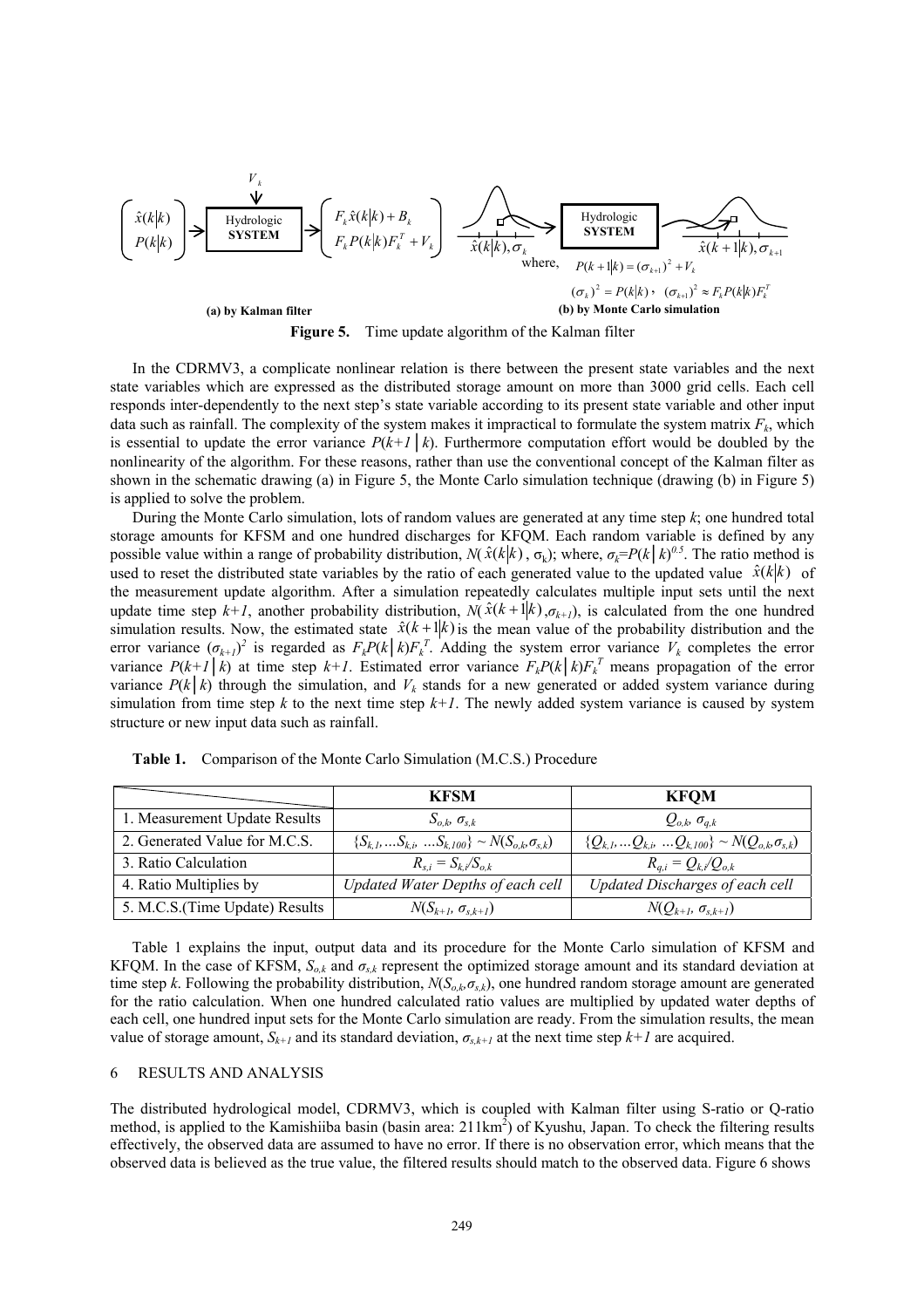$$\begin{pmatrix} \hat{x}(k|k) \\ P(k|k) \end{pmatrix} \rightarrow \boxed{\text{Hydrologic SYSTEM}} \xleftarrow{V_k} \rightarrow \begin{pmatrix} F_k \hat{x}(k|k) + B_k \\ F_k P(k|k) F_k^T + V_k \end{pmatrix}$$

**(a) by Kalman filter**

$$\hat{x}(k|k), \sigma_k \rightarrow \boxed{\text{Hydrologic SYSTEM}} \rightarrow \hat{x}(k+1|k), \sigma_{k+1}$$

where, $P(k+1|k) = (\sigma_{k+1})^2 + V_k$

$(\sigma_k)^2 = P(k|k)$, $(\sigma_{k+1})^2 \approx F_k P(k|k) F_k^T$

**(b) by Monte Carlo simulation**

**Figure 5.** Time update algorithm of the Kalman filter

In the CDRMV3, a complicate nonlinear relation is there between the present state variables and the next state variables which are expressed as the distributed storage amount on more than 3000 grid cells. Each cell responds inter-dependently to the next step's state variable according to its present state variable and other input data such as rainfall. The complexity of the system makes it impractical to formulate the system matrix $F_k$, which is essential to update the error variance $P(k+1|k)$. Furthermore computation effort would be doubled by the nonlinearity of the algorithm. For these reasons, rather than use the conventional concept of the Kalman filter as shown in the schematic drawing (a) in Figure 5, the Monte Carlo simulation technique (drawing (b) in Figure 5) is applied to solve the problem.

During the Monte Carlo simulation, lots of random values are generated at any time step $k$; one hundred total storage amounts for KFSM and one hundred discharges for KFQM. Each random variable is defined by any possible value within a range of probability distribution, $N(\hat{x}(k|k), \sigma_k)$; where, $\sigma_k = P(k|k)^{0.5}$. The ratio method is used to reset the distributed state variables by the ratio of each generated value to the updated value $\hat{x}(k|k)$ of the measurement update algorithm. After a simulation repeatedly calculates multiple input sets until the next update time step $k+1$, another probability distribution, $N(\hat{x}(k+1|k), \sigma_{k+1})$, is calculated from the one hundred simulation results. Now, the estimated state $\hat{x}(k+1|k)$ is the mean value of the probability distribution and the error variance $(\sigma_{k+1})^2$ is regarded as $F_k P(k|k) F_k^T$. Adding the system error variance $V_k$ completes the error variance $P(k+1|k)$ at time step $k+1$. Estimated error variance $F_k P(k|k) F_k^T$ means propagation of the error variance $P(k|k)$ through the simulation, and $V_k$ stands for a new generated or added system variance during simulation from time step $k$ to the next time step $k+1$. The newly added system variance is caused by system structure or new input data such as rainfall.

**Table 1.** Comparison of the Monte Carlo Simulation (M.C.S.) Procedure

| | KFSM | KFQM |
|---|---|---|
| 1. Measurement Update Results | $S_{o,k}$, $\sigma_{s,k}$ | $Q_{o,k}$, $\sigma_{q,k}$ |
| 2. Generated Value for M.C.S. | $\{S_{k,1}, \ldots S_{k,i}, \ldots S_{k,100}\} \sim N(S_{o,k}, \sigma_{s,k})$ | $\{Q_{k,1}, \ldots Q_{k,i}, \ldots Q_{k,100}\} \sim N(Q_{o,k}, \sigma_{s,k})$ |
| 3. Ratio Calculation | $R_{s,i} = S_{k,i}/S_{o,k}$ | $R_{q,i} = Q_{k,i}/Q_{o,k}$ |
| 4. Ratio Multiplies by | *Updated Water Depths of each cell* | *Updated Discharges of each cell* |
| 5. M.C.S.(Time Update) Results | $N(S_{k+1}, \sigma_{s,k+1})$ | $N(Q_{k+1}, \sigma_{s,k+1})$ |

Table 1 explains the input, output data and its procedure for the Monte Carlo simulation of KFSM and KFQM. In the case of KFSM, $S_{o,k}$ and $\sigma_{s,k}$ represent the optimized storage amount and its standard deviation at time step $k$. Following the probability distribution, $N(S_{o,k}, \sigma_{s,k})$, one hundred random storage amount are generated for the ratio calculation. When one hundred calculated ratio values are multiplied by updated water depths of each cell, one hundred input sets for the Monte Carlo simulation are ready. From the simulation results, the mean value of storage amount, $S_{k+1}$ and its standard deviation, $\sigma_{s,k+1}$ at the next time step $k+1$ are acquired.

## 6 RESULTS AND ANALYSIS

The distributed hydrological model, CDRMV3, which is coupled with Kalman filter using S-ratio or Q-ratio method, is applied to the Kamishiiba basin (basin area: 211km$^2$) of Kyushu, Japan. To check the filtering results effectively, the observed data are assumed to have no error. If there is no observation error, which means that the observed data is believed as the true value, the filtered results should match to the observed data. Figure 6 shows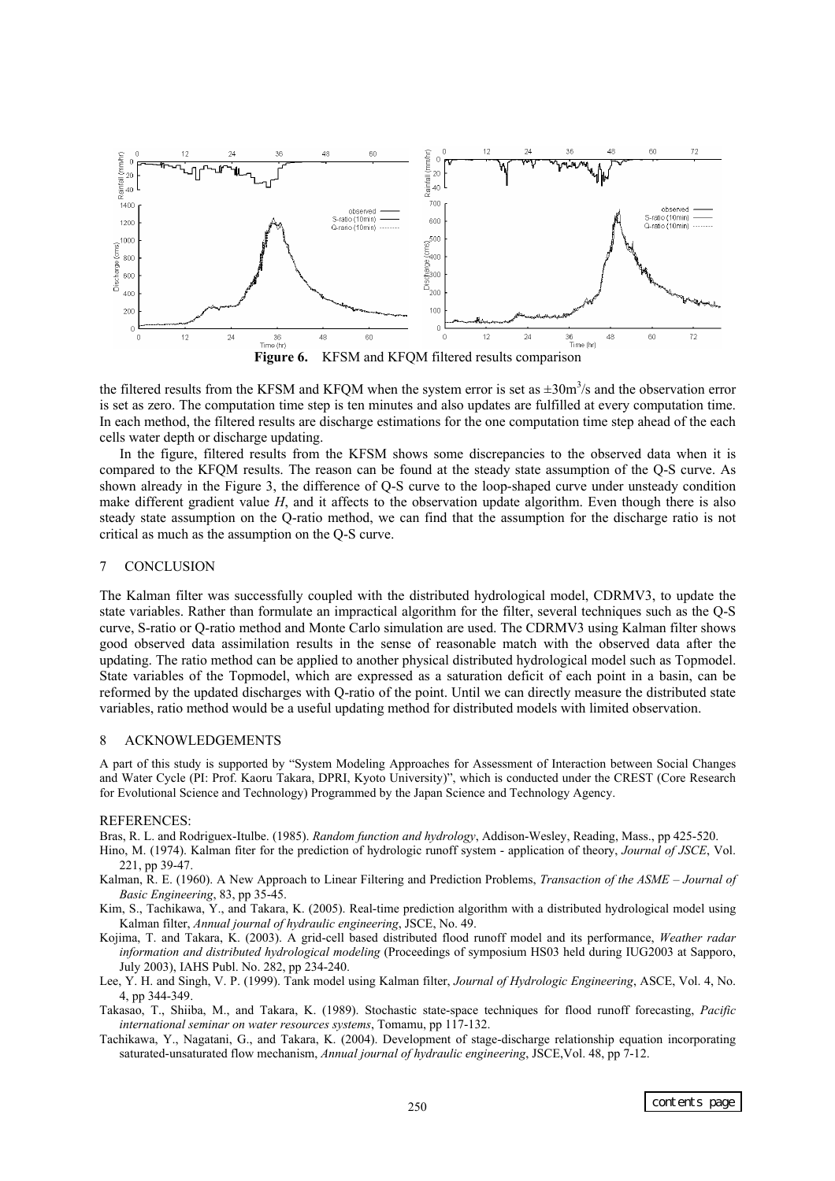Rainfall (mm/hr)
0 12 24 36 48 60
0
20
40

Discharge (cms)
1400
1200
1000
800
600
400
200
0
0 12 24 36 48 60
Time (hr)

observed
S-ratio (10min)
Q-ratio (10min)

Rainfall (mm/hr)
0 12 24 36 48 60 72
0
20
40

Discharge (cms)
700
600
500
400
300
200
100
0
0 12 24 36 48 60 72
Time (hr)

observed
S-ratio (10min)
Q-ratio (10min)

**Figure 6.** KFSM and KFQM filtered results comparison

the filtered results from the KFSM and KFQM when the system error is set as $\pm 30\text{m}^3/\text{s}$ and the observation error is set as zero. The computation time step is ten minutes and also updates are fulfilled at every computation time. In each method, the filtered results are discharge estimations for the one computation time step ahead of the each cells water depth or discharge updating.

In the figure, filtered results from the KFSM shows some discrepancies to the observed data when it is compared to the KFQM results. The reason can be found at the steady state assumption of the Q-S curve. As shown already in the Figure 3, the difference of Q-S curve to the loop-shaped curve under unsteady condition make different gradient value $H$, and it affects to the observation update algorithm. Even though there is also steady state assumption on the Q-ratio method, we can find that the assumption for the discharge ratio is not critical as much as the assumption on the Q-S curve.

## 7 CONCLUSION

The Kalman filter was successfully coupled with the distributed hydrological model, CDRMV3, to update the state variables. Rather than formulate an impractical algorithm for the filter, several techniques such as the Q-S curve, S-ratio or Q-ratio method and Monte Carlo simulation are used. The CDRMV3 using Kalman filter shows good observed data assimilation results in the sense of reasonable match with the observed data after the updating. The ratio method can be applied to another physical distributed hydrological model such as Topmodel. State variables of the Topmodel, which are expressed as a saturation deficit of each point in a basin, can be reformed by the updated discharges with Q-ratio of the point. Until we can directly measure the distributed state variables, ratio method would be a useful updating method for distributed models with limited observation.

## 8 ACKNOWLEDGEMENTS

A part of this study is supported by "System Modeling Approaches for Assessment of Interaction between Social Changes and Water Cycle (PI: Prof. Kaoru Takara, DPRI, Kyoto University)", which is conducted under the CREST (Core Research for Evolutional Science and Technology) Programmed by the Japan Science and Technology Agency.

## REFERENCES:

Bras, R. L. and Rodriguex-Itulbe. (1985). *Random function and hydrology*, Addison-Wesley, Reading, Mass., pp 425-520.

Hino, M. (1974). Kalman fiter for the prediction of hydrologic runoff system - application of theory, *Journal of JSCE*, Vol. 221, pp 39-47.

Kalman, R. E. (1960). A New Approach to Linear Filtering and Prediction Problems, *Transaction of the ASME – Journal of Basic Engineering*, 83, pp 35-45.

Kim, S., Tachikawa, Y., and Takara, K. (2005). Real-time prediction algorithm with a distributed hydrological model using Kalman filter, *Annual journal of hydraulic engineering*, JSCE, No. 49.

Kojima, T. and Takara, K. (2003). A grid-cell based distributed flood runoff model and its performance, *Weather radar information and distributed hydrological modeling* (Proceedings of symposium HS03 held during IUG2003 at Sapporo, July 2003), IAHS Publ. No. 282, pp 234-240.

Lee, Y. H. and Singh, V. P. (1999). Tank model using Kalman filter, *Journal of Hydrologic Engineering*, ASCE, Vol. 4, No. 4, pp 344-349.

Takasao, T., Shiiba, M., and Takara, K. (1989). Stochastic state-space techniques for flood runoff forecasting, *Pacific international seminar on water resources systems*, Tomamu, pp 117-132.

Tachikawa, Y., Nagatani, G., and Takara, K. (2004). Development of stage-discharge relationship equation incorporating saturated-unsaturated flow mechanism, *Annual journal of hydraulic engineering*, JSCE,Vol. 48, pp 7-12.